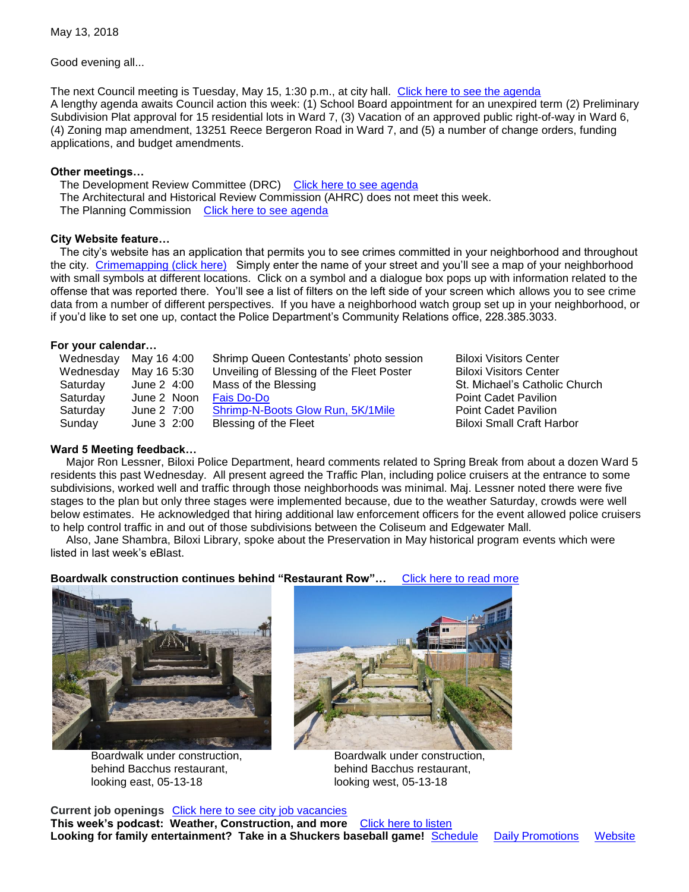May 13, 2018

Good evening all...

The next Council meeting is Tuesday, May 15, 1:30 p.m., at city hall. Click here to see the agenda
A lengthy agenda awaits Council action this week: (1) School Board appointment for an unexpired term (2) Preliminary Subdivision Plat approval for 15 residential lots in Ward 7, (3) Vacation of an approved public right-of-way in Ward 6, (4) Zoning map amendment, 13251 Reece Bergeron Road in Ward 7, and (5) a number of change orders, funding applications, and budget amendments.

**Other meetings…**

The Development Review Committee (DRC) Click here to see agenda
The Architectural and Historical Review Commission (AHRC) does not meet this week.
The Planning Commission Click here to see agenda

**City Website feature…**

The city's website has an application that permits you to see crimes committed in your neighborhood and throughout the city. Crimemapping (click here) Simply enter the name of your street and you'll see a map of your neighborhood with small symbols at different locations. Click on a symbol and a dialogue box pops up with information related to the offense that was reported there. You'll see a list of filters on the left side of your screen which allows you to see crime data from a number of different perspectives. If you have a neighborhood watch group set up in your neighborhood, or if you'd like to set one up, contact the Police Department's Community Relations office, 228.385.3033.

**For your calendar…**

| | | | |
|---|---|---|---|
| Wednesday | May 16 4:00 | Shrimp Queen Contestants' photo session | Biloxi Visitors Center |
| Wednesday | May 16 5:30 | Unveiling of Blessing of the Fleet Poster | Biloxi Visitors Center |
| Saturday | June 2 4:00 | Mass of the Blessing | St. Michael's Catholic Church |
| Saturday | June 2 Noon | Fais Do-Do | Point Cadet Pavilion |
| Saturday | June 2 7:00 | Shrimp-N-Boots Glow Run, 5K/1Mile | Point Cadet Pavilion |
| Sunday | June 3 2:00 | Blessing of the Fleet | Biloxi Small Craft Harbor |

**Ward 5 Meeting feedback…**

Major Ron Lessner, Biloxi Police Department, heard comments related to Spring Break from about a dozen Ward 5 residents this past Wednesday. All present agreed the Traffic Plan, including police cruisers at the entrance to some subdivisions, worked well and traffic through those neighborhoods was minimal. Maj. Lessner noted there were five stages to the plan but only three stages were implemented because, due to the weather Saturday, crowds were well below estimates. He acknowledged that hiring additional law enforcement officers for the event allowed police cruisers to help control traffic in and out of those subdivisions between the Coliseum and Edgewater Mall.

Also, Jane Shambra, Biloxi Library, spoke about the Preservation in May historical program events which were listed in last week's eBlast.

**Boardwalk construction continues behind "Restaurant Row"…** Click here to read more

Boardwalk under construction, behind Bacchus restaurant, looking east, 05-13-18

Boardwalk under construction, behind Bacchus restaurant, looking west, 05-13-18

**Current job openings** Click here to see city job vacancies
**This week's podcast: Weather, Construction, and more** Click here to listen
**Looking for family entertainment? Take in a Shuckers baseball game!** Schedule Daily Promotions Website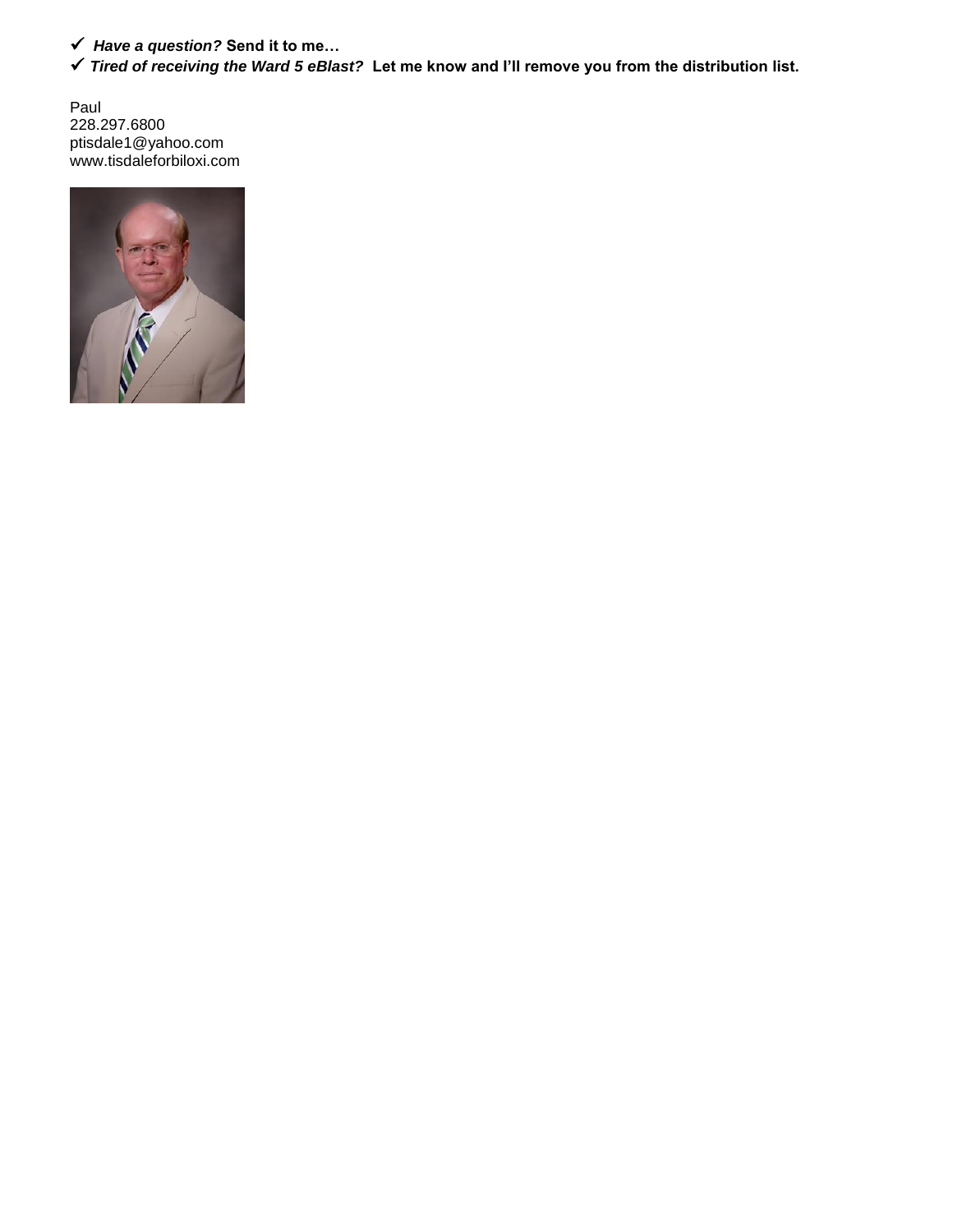- ✓ ***Have a question?*** **Send it to me…**
- ✓ ***Tired of receiving the Ward 5 eBlast?*** **Let me know and I'll remove you from the distribution list.**

Paul
228.297.6800
ptisdale1@yahoo.com
www.tisdaleforbiloxi.com